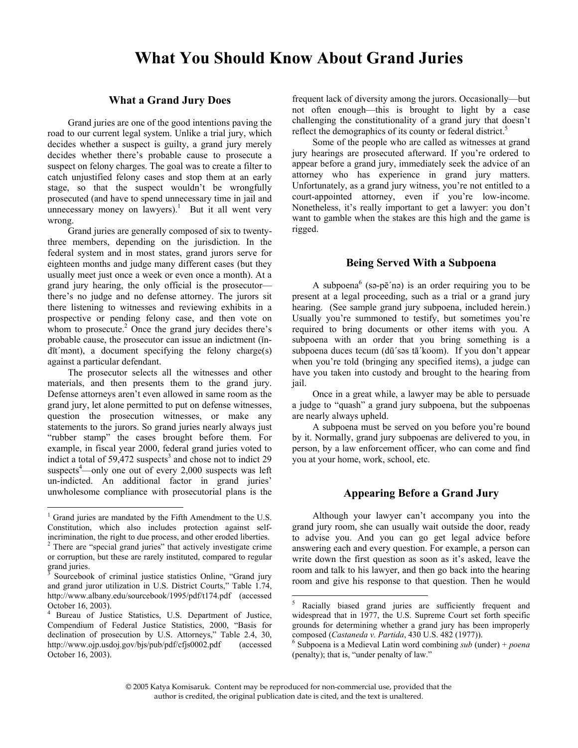# What You Should Know About Grand Juries

## What a Grand Jury Does

Grand juries are one of the good intentions paving the road to our current legal system. Unlike a trial jury, which decides whether a suspect is guilty, a grand jury merely decides whether there's probable cause to prosecute a suspect on felony charges. The goal was to create a filter to catch unjustified felony cases and stop them at an early stage, so that the suspect wouldn't be wrongfully prosecuted (and have to spend unnecessary time in jail and unnecessary money on lawyers).[1] But it all went very wrong.

Grand juries are generally composed of six to twenty-three members, depending on the jurisdiction. In the federal system and in most states, grand jurors serve for eighteen months and judge many different cases (but they usually meet just once a week or even once a month). At a grand jury hearing, the only official is the prosecutor—there's no judge and no defense attorney. The jurors sit there listening to witnesses and reviewing exhibits in a prospective or pending felony case, and then vote on whom to prosecute.[2] Once the grand jury decides there's probable cause, the prosecutor can issue an indictment (ĭn-dīt´mənt), a document specifying the felony charge(s) against a particular defendant.

The prosecutor selects all the witnesses and other materials, and then presents them to the grand jury. Defense attorneys aren't even allowed in same room as the grand jury, let alone permitted to put on defense witnesses, question the prosecution witnesses, or make any statements to the jurors. So grand juries nearly always just "rubber stamp" the cases brought before them. For example, in fiscal year 2000, federal grand juries voted to indict a total of 59,472 suspects[3] and chose not to indict 29 suspects[4]—only one out of every 2,000 suspects was left un-indicted. An additional factor in grand juries' unwholesome compliance with prosecutorial plans is the frequent lack of diversity among the jurors. Occasionally—but not often enough—this is brought to light by a case challenging the constitutionality of a grand jury that doesn't reflect the demographics of its county or federal district.[5]

Some of the people who are called as witnesses at grand jury hearings are prosecuted afterward. If you're ordered to appear before a grand jury, immediately seek the advice of an attorney who has experience in grand jury matters. Unfortunately, as a grand jury witness, you're not entitled to a court-appointed attorney, even if you're low-income. Nonetheless, it's really important to get a lawyer: you don't want to gamble when the stakes are this high and the game is rigged.

## Being Served With a Subpoena

A subpoena[6] (sə-pē´nə) is an order requiring you to be present at a legal proceeding, such as a trial or a grand jury hearing. (See sample grand jury subpoena, included herein.) Usually you're summoned to testify, but sometimes you're required to bring documents or other items with you. A subpoena with an order that you bring something is a subpoena duces tecum (dū´səs tā´koom). If you don't appear when you're told (bringing any specified items), a judge can have you taken into custody and brought to the hearing from jail.

Once in a great while, a lawyer may be able to persuade a judge to "quash" a grand jury subpoena, but the subpoenas are nearly always upheld.

A subpoena must be served on you before you're bound by it. Normally, grand jury subpoenas are delivered to you, in person, by a law enforcement officer, who can come and find you at your home, work, school, etc.

## Appearing Before a Grand Jury

Although your lawyer can't accompany you into the grand jury room, she can usually wait outside the door, ready to advise you. And you can go get legal advice before answering each and every question. For example, a person can write down the first question as soon as it's asked, leave the room and talk to his lawyer, and then go back into the hearing room and give his response to that question. Then he would

---

[1] Grand juries are mandated by the Fifth Amendment to the U.S. Constitution, which also includes protection against self-incrimination, the right to due process, and other eroded liberties.

[2] There are "special grand juries" that actively investigate crime or corruption, but these are rarely instituted, compared to regular grand juries.

[3] Sourcebook of criminal justice statistics Online, "Grand jury and grand juror utilization in U.S. District Courts," Table 1.74, http://www.albany.edu/sourcebook/1995/pdf/t174.pdf (accessed October 16, 2003).

[4] Bureau of Justice Statistics, U.S. Department of Justice, Compendium of Federal Justice Statistics, 2000, "Basis for declination of prosecution by U.S. Attorneys," Table 2.4, 30, http://www.ojp.usdoj.gov/bjs/pub/pdf/cfjs0002.pdf (accessed October 16, 2003).

[5] Racially biased grand juries are sufficiently frequent and widespread that in 1977, the U.S. Supreme Court set forth specific grounds for determining whether a grand jury has been improperly composed (*Castaneda v. Partida*, 430 U.S. 482 (1977)).

[6] Subpoena is a Medieval Latin word combining *sub* (under) + *poena* (penalty); that is, "under penalty of law."

© 2005 Katya Komisaruk. Content may be reproduced for non-commercial use, provided that the author is credited, the original publication date is cited, and the text is unaltered.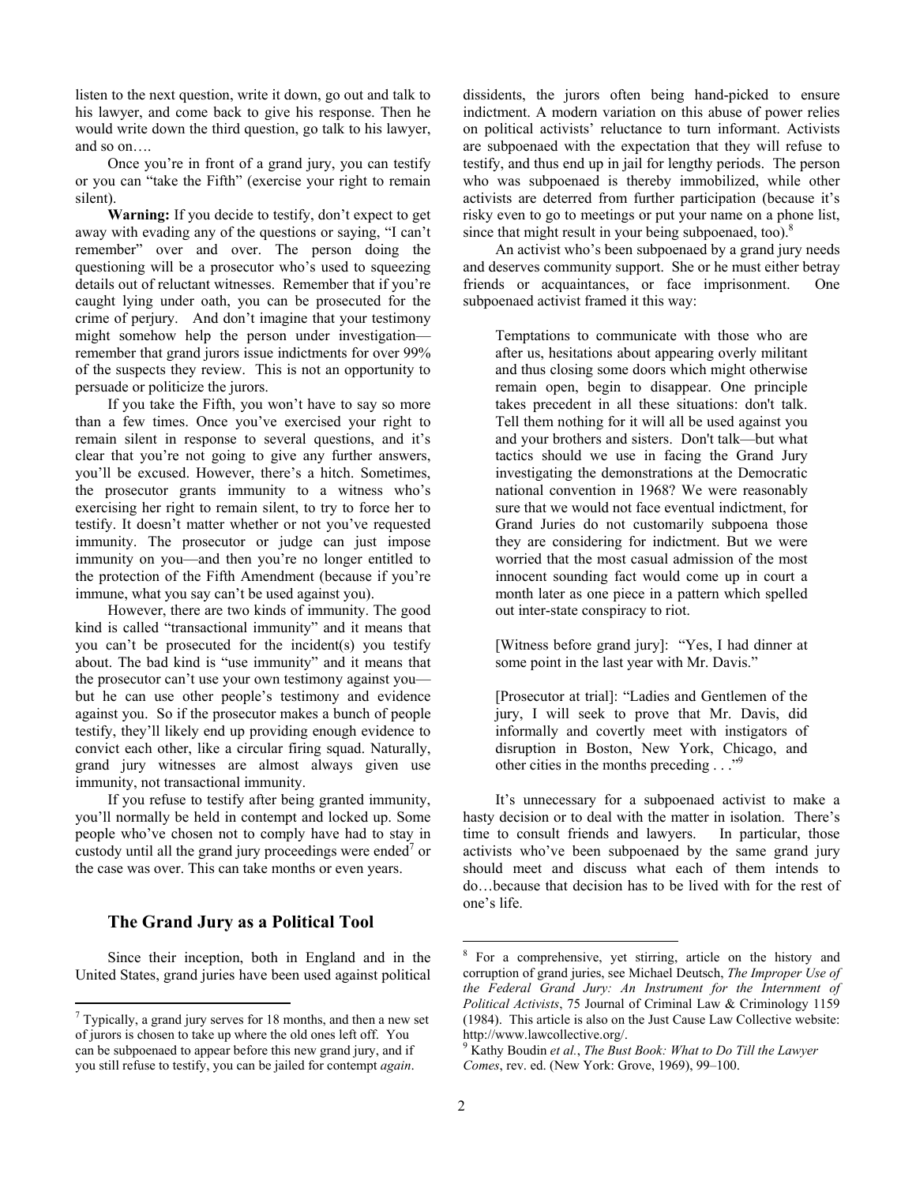listen to the next question, write it down, go out and talk to his lawyer, and come back to give his response. Then he would write down the third question, go talk to his lawyer, and so on….

Once you're in front of a grand jury, you can testify or you can "take the Fifth" (exercise your right to remain silent).

**Warning:** If you decide to testify, don't expect to get away with evading any of the questions or saying, "I can't remember" over and over. The person doing the questioning will be a prosecutor who's used to squeezing details out of reluctant witnesses. Remember that if you're caught lying under oath, you can be prosecuted for the crime of perjury. And don't imagine that your testimony might somehow help the person under investigation—remember that grand jurors issue indictments for over 99% of the suspects they review. This is not an opportunity to persuade or politicize the jurors.

If you take the Fifth, you won't have to say so more than a few times. Once you've exercised your right to remain silent in response to several questions, and it's clear that you're not going to give any further answers, you'll be excused. However, there's a hitch. Sometimes, the prosecutor grants immunity to a witness who's exercising her right to remain silent, to try to force her to testify. It doesn't matter whether or not you've requested immunity. The prosecutor or judge can just impose immunity on you—and then you're no longer entitled to the protection of the Fifth Amendment (because if you're immune, what you say can't be used against you).

However, there are two kinds of immunity. The good kind is called "transactional immunity" and it means that you can't be prosecuted for the incident(s) you testify about. The bad kind is "use immunity" and it means that the prosecutor can't use your own testimony against you—but he can use other people's testimony and evidence against you. So if the prosecutor makes a bunch of people testify, they'll likely end up providing enough evidence to convict each other, like a circular firing squad. Naturally, grand jury witnesses are almost always given use immunity, not transactional immunity.

If you refuse to testify after being granted immunity, you'll normally be held in contempt and locked up. Some people who've chosen not to comply have had to stay in custody until all the grand jury proceedings were ended[7] or the case was over. This can take months or even years.

## The Grand Jury as a Political Tool

Since their inception, both in England and in the United States, grand juries have been used against political dissidents, the jurors often being hand-picked to ensure indictment. A modern variation on this abuse of power relies on political activists' reluctance to turn informant. Activists are subpoenaed with the expectation that they will refuse to testify, and thus end up in jail for lengthy periods. The person who was subpoenaed is thereby immobilized, while other activists are deterred from further participation (because it's risky even to go to meetings or put your name on a phone list, since that might result in your being subpoenaed, too).[8]

An activist who's been subpoenaed by a grand jury needs and deserves community support. She or he must either betray friends or acquaintances, or face imprisonment. One subpoenaed activist framed it this way:

> Temptations to communicate with those who are after us, hesitations about appearing overly militant and thus closing some doors which might otherwise remain open, begin to disappear. One principle takes precedent in all these situations: don't talk. Tell them nothing for it will all be used against you and your brothers and sisters. Don't talk—but what tactics should we use in facing the Grand Jury investigating the demonstrations at the Democratic national convention in 1968? We were reasonably sure that we would not face eventual indictment, for Grand Juries do not customarily subpoena those they are considering for indictment. But we were worried that the most casual admission of the most innocent sounding fact would come up in court a month later as one piece in a pattern which spelled out inter-state conspiracy to riot.
>
> [Witness before grand jury]: "Yes, I had dinner at some point in the last year with Mr. Davis."
>
> [Prosecutor at trial]: "Ladies and Gentlemen of the jury, I will seek to prove that Mr. Davis, did informally and covertly meet with instigators of disruption in Boston, New York, Chicago, and other cities in the months preceding . . ."[9]

It's unnecessary for a subpoenaed activist to make a hasty decision or to deal with the matter in isolation. There's time to consult friends and lawyers. In particular, those activists who've been subpoenaed by the same grand jury should meet and discuss what each of them intends to do…because that decision has to be lived with for the rest of one's life.

---

[7] Typically, a grand jury serves for 18 months, and then a new set of jurors is chosen to take up where the old ones left off. You can be subpoenaed to appear before this new grand jury, and if you still refuse to testify, you can be jailed for contempt *again*.

[8] For a comprehensive, yet stirring, article on the history and corruption of grand juries, see Michael Deutsch, *The Improper Use of the Federal Grand Jury: An Instrument for the Internment of Political Activists*, 75 Journal of Criminal Law & Criminology 1159 (1984). This article is also on the Just Cause Law Collective website: http://www.lawcollective.org/.

[9] Kathy Boudin *et al.*, *The Bust Book: What to Do Till the Lawyer Comes*, rev. ed. (New York: Grove, 1969), 99–100.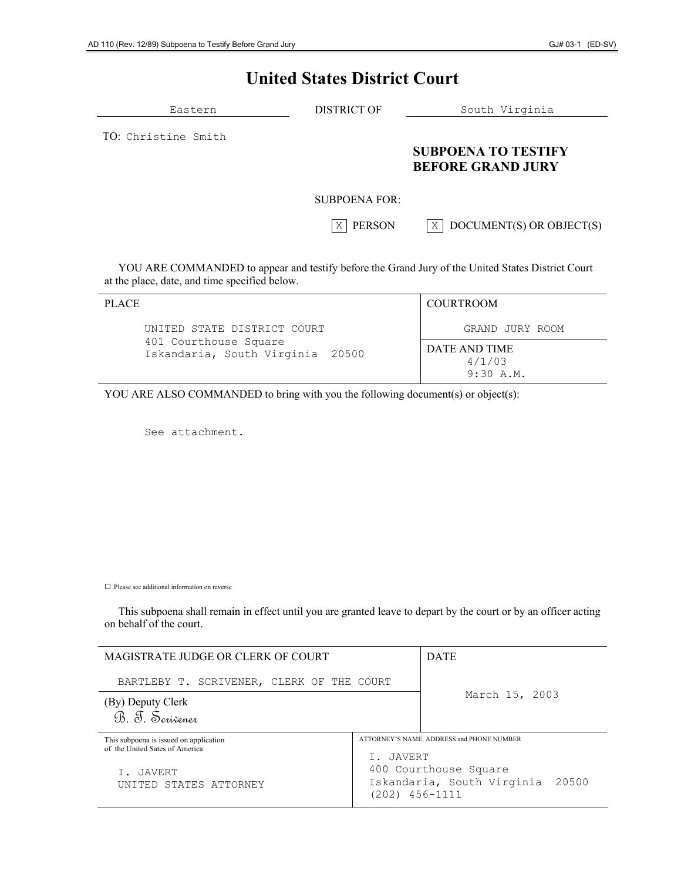AD 110 (Rev. 12/89) Subpoena to Testify Before Grand Jury | GJ# 03-1 (ED-SV)

# United States District Court

| Eastern | DISTRICT OF | South Virginia |
|---|---|---|

TO: Christine Smith

## SUBPOENA TO TESTIFY BEFORE GRAND JURY

SUBPOENA FOR:

[X] PERSON [X] DOCUMENT(S) OR OBJECT(S)

YOU ARE COMMANDED to appear and testify before the Grand Jury of the United States District Court at the place, date, and time specified below.

| PLACE | COURTROOM |
|---|---|
| UNITED STATE DISTRICT COURT<br>401 Courthouse Square<br>Iskandaria, South Virginia 20500 | GRAND JURY ROOM |
| | DATE AND TIME<br>4/1/03<br>9:30 A.M. |

YOU ARE ALSO COMMANDED to bring with you the following document(s) or object(s):

See attachment.

☐ Please see additional information on reverse

This subpoena shall remain in effect until you are granted leave to depart by the court or by an officer acting on behalf of the court.

| MAGISTRATE JUDGE OR CLERK OF COURT | DATE |
|---|---|
| BARTLEBY T. SCRIVENER, CLERK OF THE COURT | March 15, 2003 |
| (By) Deputy Clerk<br>B. T. Scrivener | |

| This subpoena is issued on application of the United Sates of America | ATTORNEY'S NAME, ADDRESS and PHONE NUMBER |
|---|---|
| I. JAVERT<br>UNITED STATES ATTORNEY | I. JAVERT<br>400 Courthouse Square<br>Iskandaria, South Virginia 20500<br>(202) 456-1111 |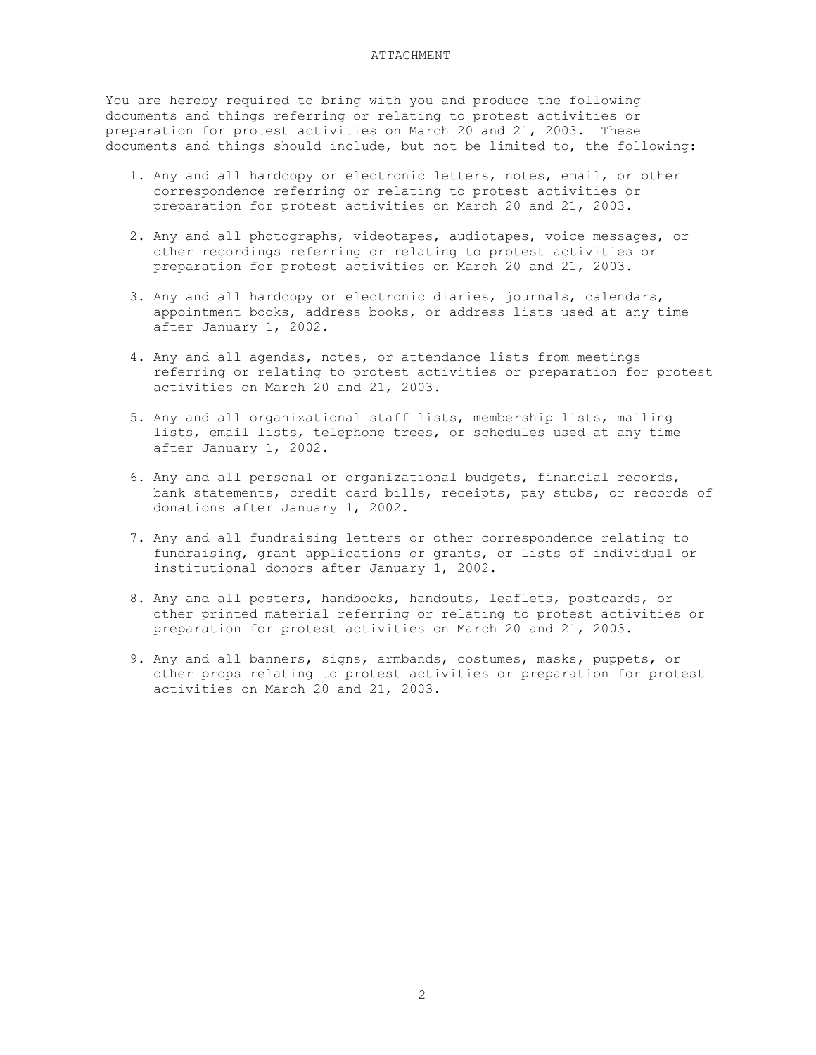# ATTACHMENT

You are hereby required to bring with you and produce the following documents and things referring or relating to protest activities or preparation for protest activities on March 20 and 21, 2003. These documents and things should include, but not be limited to, the following:

1. Any and all hardcopy or electronic letters, notes, email, or other correspondence referring or relating to protest activities or preparation for protest activities on March 20 and 21, 2003.

2. Any and all photographs, videotapes, audiotapes, voice messages, or other recordings referring or relating to protest activities or preparation for protest activities on March 20 and 21, 2003.

3. Any and all hardcopy or electronic diaries, journals, calendars, appointment books, address books, or address lists used at any time after January 1, 2002.

4. Any and all agendas, notes, or attendance lists from meetings referring or relating to protest activities or preparation for protest activities on March 20 and 21, 2003.

5. Any and all organizational staff lists, membership lists, mailing lists, email lists, telephone trees, or schedules used at any time after January 1, 2002.

6. Any and all personal or organizational budgets, financial records, bank statements, credit card bills, receipts, pay stubs, or records of donations after January 1, 2002.

7. Any and all fundraising letters or other correspondence relating to fundraising, grant applications or grants, or lists of individual or institutional donors after January 1, 2002.

8. Any and all posters, handbooks, handouts, leaflets, postcards, or other printed material referring or relating to protest activities or preparation for protest activities on March 20 and 21, 2003.

9. Any and all banners, signs, armbands, costumes, masks, puppets, or other props relating to protest activities or preparation for protest activities on March 20 and 21, 2003.